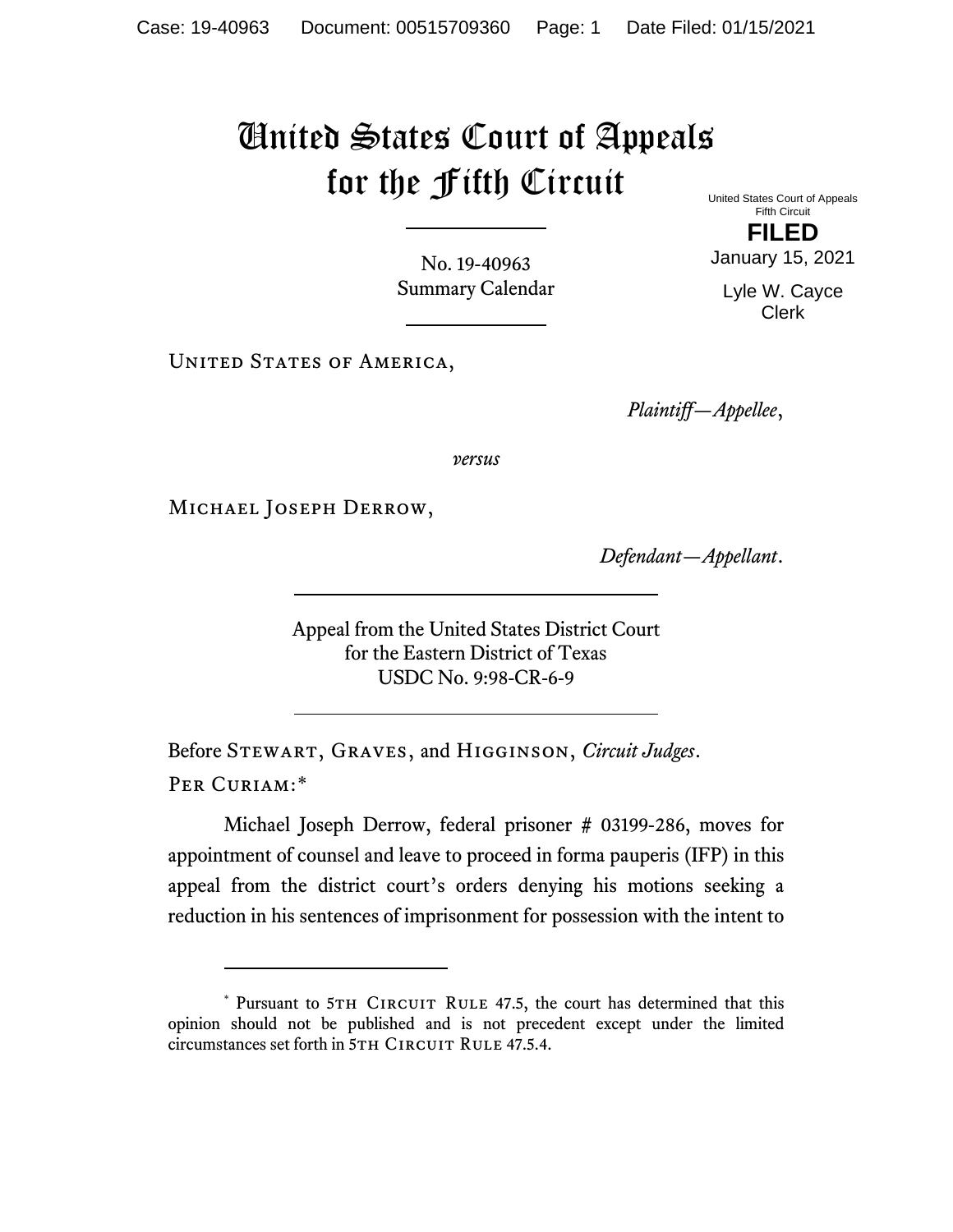# United States Court of Appeals for the Fifth Circuit

United States Court of Appeals
Fifth Circuit

**FILED**

January 15, 2021

Lyle W. Cayce
Clerk

No. 19-40963
Summary Calendar

---

United States of America,

*Plaintiff—Appellee*,

*versus*

Michael Joseph Derrow,

*Defendant—Appellant*.

---

Appeal from the United States District Court
for the Eastern District of Texas
USDC No. 9:98-CR-6-9

---

Before Stewart, Graves, and Higginson, *Circuit Judges*.

Per Curiam:*

Michael Joseph Derrow, federal prisoner # 03199-286, moves for appointment of counsel and leave to proceed in forma pauperis (IFP) in this appeal from the district court's orders denying his motions seeking a reduction in his sentences of imprisonment for possession with the intent to

---

\* Pursuant to 5th Circuit Rule 47.5, the court has determined that this opinion should not be published and is not precedent except under the limited circumstances set forth in 5th Circuit Rule 47.5.4.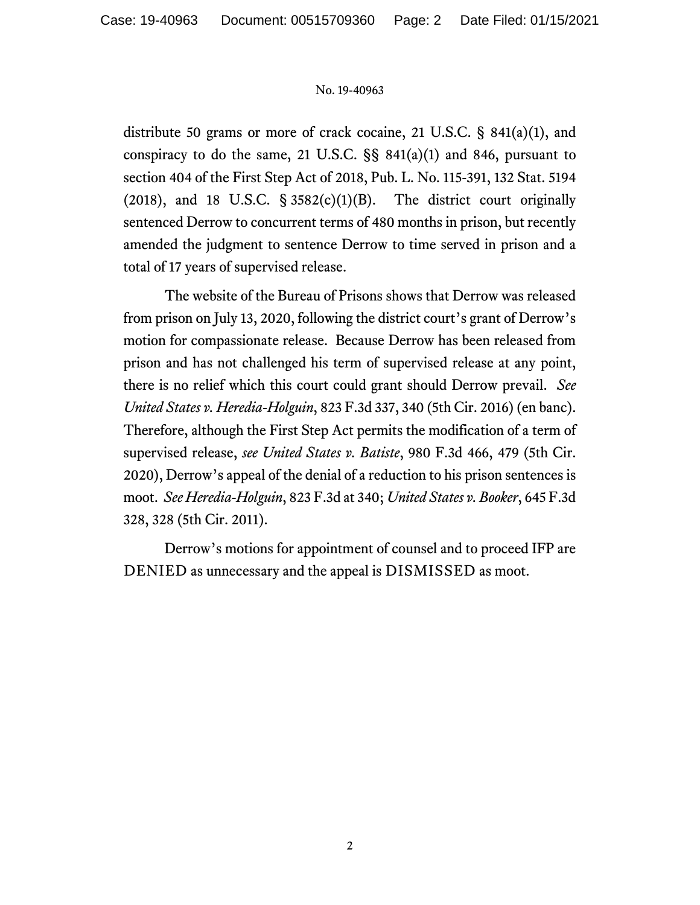distribute 50 grams or more of crack cocaine, 21 U.S.C. § 841(a)(1), and conspiracy to do the same, 21 U.S.C. §§ 841(a)(1) and 846, pursuant to section 404 of the First Step Act of 2018, Pub. L. No. 115-391, 132 Stat. 5194 (2018), and 18 U.S.C. § 3582(c)(1)(B). The district court originally sentenced Derrow to concurrent terms of 480 months in prison, but recently amended the judgment to sentence Derrow to time served in prison and a total of 17 years of supervised release.

The website of the Bureau of Prisons shows that Derrow was released from prison on July 13, 2020, following the district court's grant of Derrow's motion for compassionate release. Because Derrow has been released from prison and has not challenged his term of supervised release at any point, there is no relief which this court could grant should Derrow prevail. *See United States v. Heredia-Holguin*, 823 F.3d 337, 340 (5th Cir. 2016) (en banc). Therefore, although the First Step Act permits the modification of a term of supervised release, *see United States v. Batiste*, 980 F.3d 466, 479 (5th Cir. 2020), Derrow's appeal of the denial of a reduction to his prison sentences is moot. *See Heredia-Holguin*, 823 F.3d at 340; *United States v. Booker*, 645 F.3d 328, 328 (5th Cir. 2011).

Derrow's motions for appointment of counsel and to proceed IFP are DENIED as unnecessary and the appeal is DISMISSED as moot.